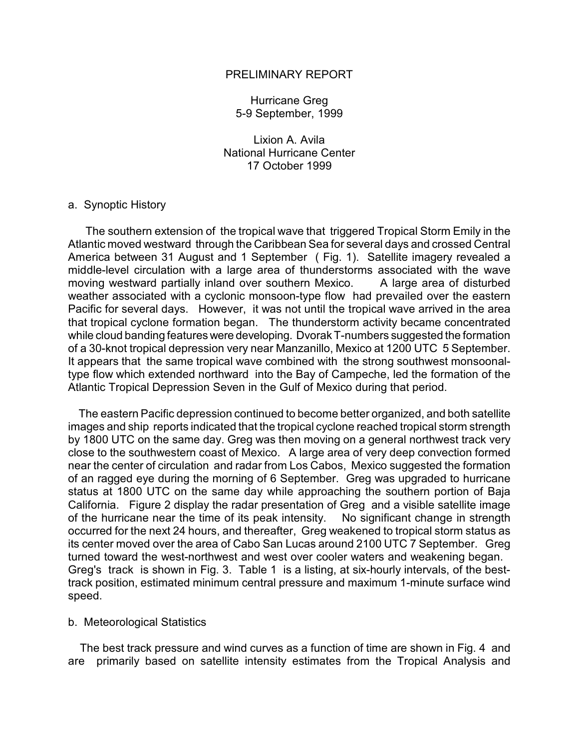PRELIMINARY REPORT

Hurricane Greg
5-9 September, 1999

Lixion A. Avila
National Hurricane Center
17 October 1999

## a. Synoptic History

The southern extension of the tropical wave that triggered Tropical Storm Emily in the Atlantic moved westward through the Caribbean Sea for several days and crossed Central America between 31 August and 1 September ( Fig. 1). Satellite imagery revealed a middle-level circulation with a large area of thunderstorms associated with the wave moving westward partially inland over southern Mexico. A large area of disturbed weather associated with a cyclonic monsoon-type flow had prevailed over the eastern Pacific for several days. However, it was not until the tropical wave arrived in the area that tropical cyclone formation began. The thunderstorm activity became concentrated while cloud banding features were developing. Dvorak T-numbers suggested the formation of a 30-knot tropical depression very near Manzanillo, Mexico at 1200 UTC 5 September. It appears that the same tropical wave combined with the strong southwest monsoonal-type flow which extended northward into the Bay of Campeche, led the formation of the Atlantic Tropical Depression Seven in the Gulf of Mexico during that period.

The eastern Pacific depression continued to become better organized, and both satellite images and ship reports indicated that the tropical cyclone reached tropical storm strength by 1800 UTC on the same day. Greg was then moving on a general northwest track very close to the southwestern coast of Mexico. A large area of very deep convection formed near the center of circulation and radar from Los Cabos, Mexico suggested the formation of an ragged eye during the morning of 6 September. Greg was upgraded to hurricane status at 1800 UTC on the same day while approaching the southern portion of Baja California. Figure 2 display the radar presentation of Greg and a visible satellite image of the hurricane near the time of its peak intensity. No significant change in strength occurred for the next 24 hours, and thereafter, Greg weakened to tropical storm status as its center moved over the area of Cabo San Lucas around 2100 UTC 7 September. Greg turned toward the west-northwest and west over cooler waters and weakening began. Greg's track is shown in Fig. 3. Table 1 is a listing, at six-hourly intervals, of the best-track position, estimated minimum central pressure and maximum 1-minute surface wind speed.

## b. Meteorological Statistics

The best track pressure and wind curves as a function of time are shown in Fig. 4 and are primarily based on satellite intensity estimates from the Tropical Analysis and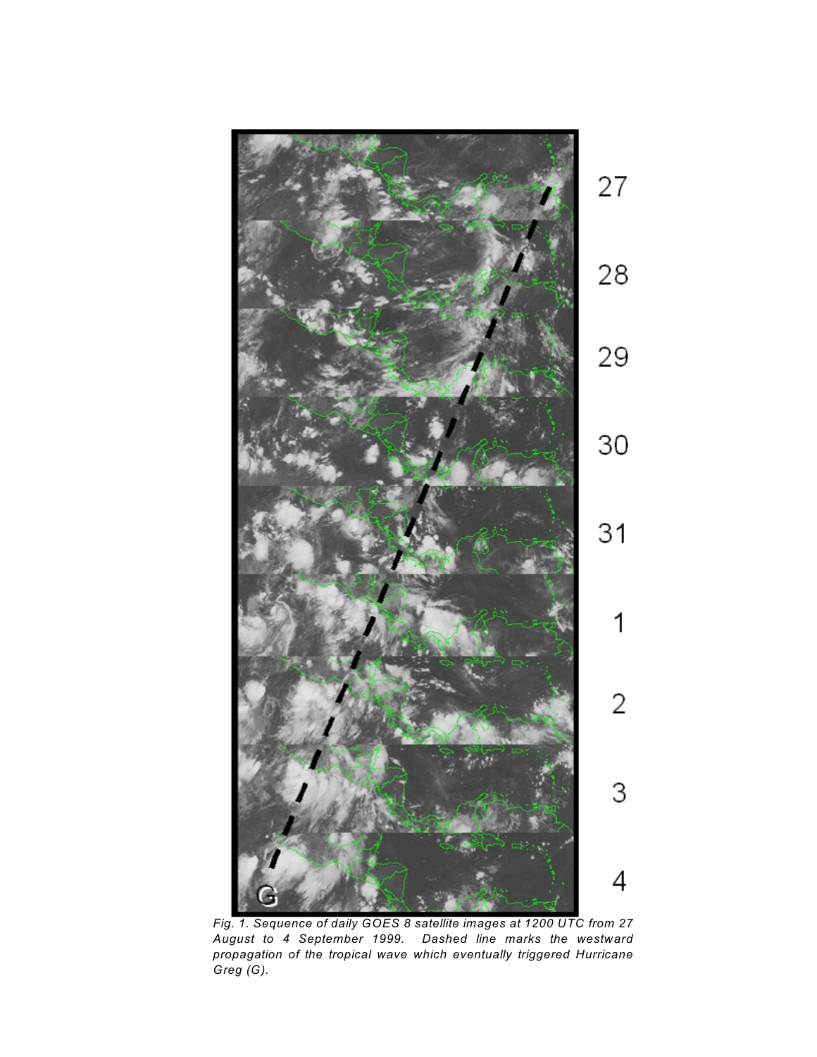*Fig. 1. Sequence of daily GOES 8 satellite images at 1200 UTC from 27 August to 4 September 1999. Dashed line marks the westward propagation of the tropical wave which eventually triggered Hurricane Greg (G).*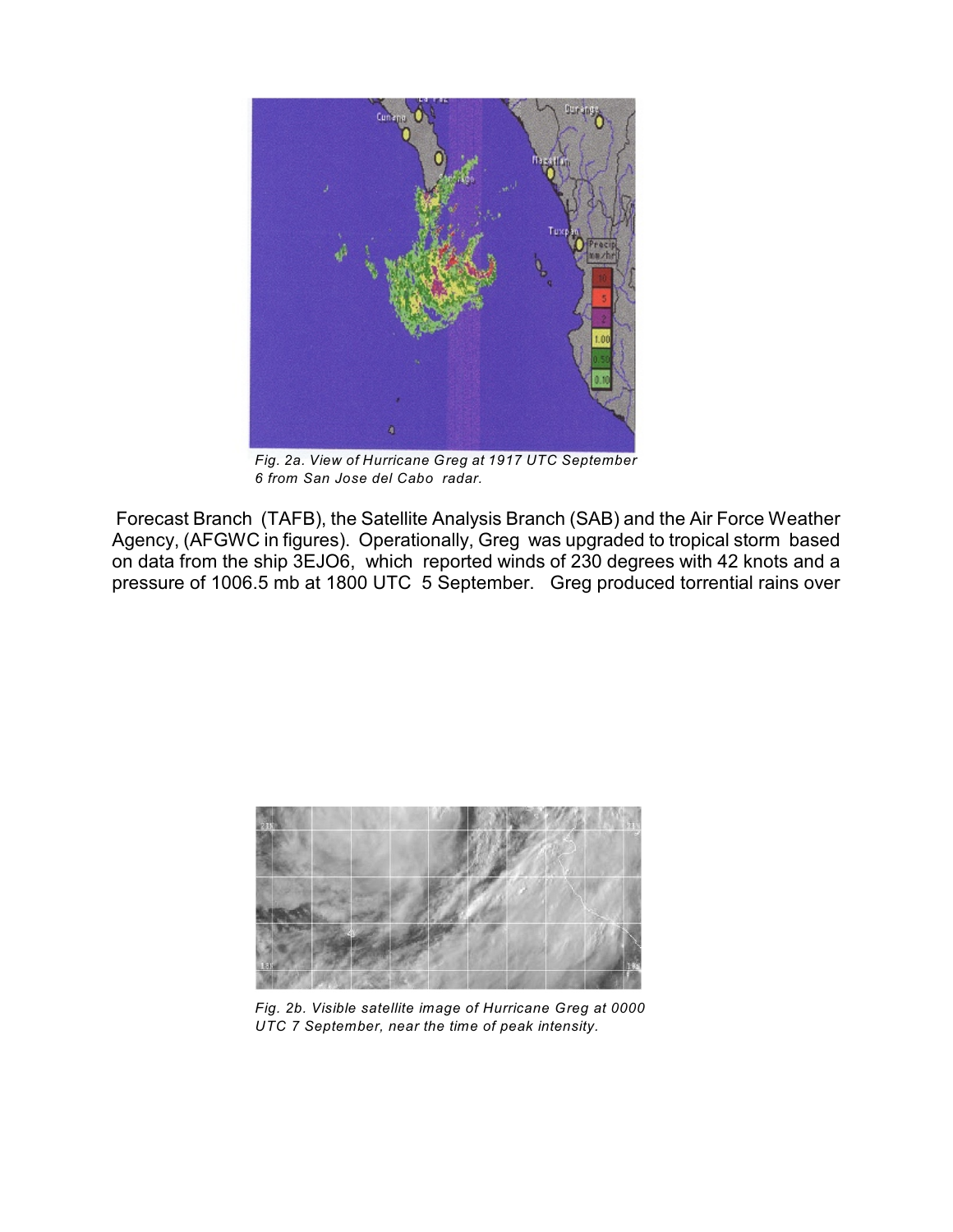*Fig. 2a. View of Hurricane Greg at 1917 UTC September 6 from San Jose del Cabo radar.*

Forecast Branch (TAFB), the Satellite Analysis Branch (SAB) and the Air Force Weather Agency, (AFGWC in figures). Operationally, Greg was upgraded to tropical storm based on data from the ship 3EJO6, which reported winds of 230 degrees with 42 knots and a pressure of 1006.5 mb at 1800 UTC 5 September. Greg produced torrential rains over

*Fig. 2b. Visible satellite image of Hurricane Greg at 0000 UTC 7 September, near the time of peak intensity.*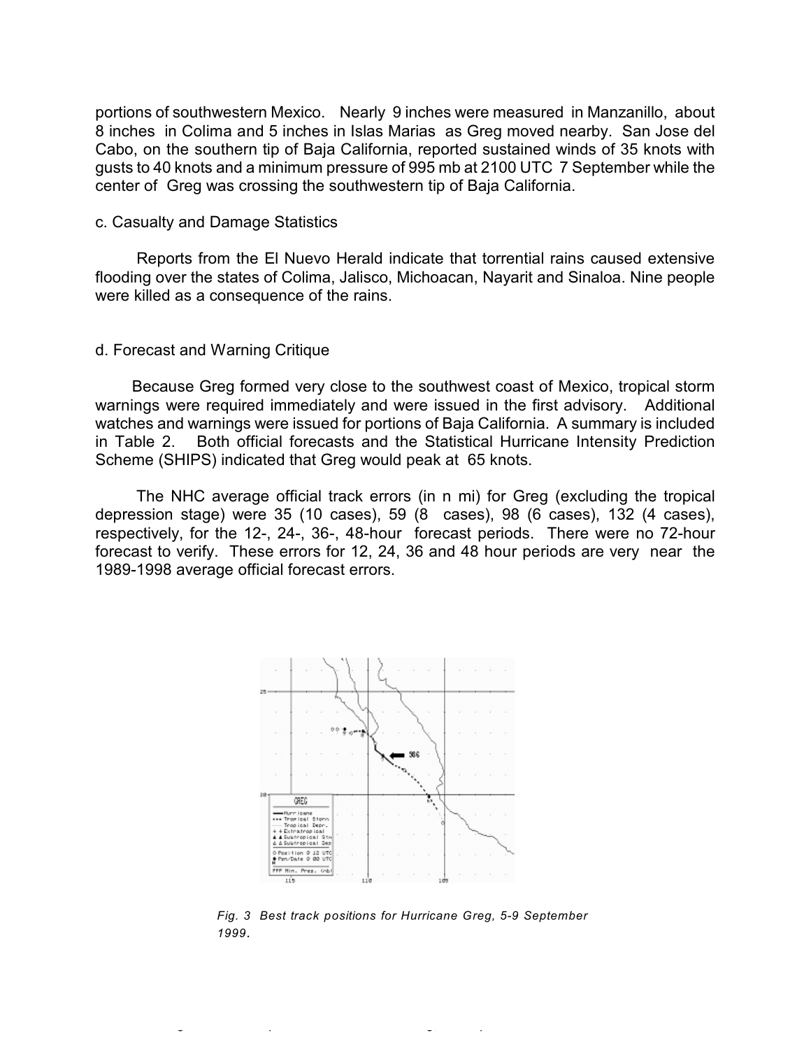portions of southwestern Mexico. Nearly 9 inches were measured in Manzanillo, about 8 inches in Colima and 5 inches in Islas Marias as Greg moved nearby. San Jose del Cabo, on the southern tip of Baja California, reported sustained winds of 35 knots with gusts to 40 knots and a minimum pressure of 995 mb at 2100 UTC 7 September while the center of Greg was crossing the southwestern tip of Baja California.

c. Casualty and Damage Statistics

Reports from the El Nuevo Herald indicate that torrential rains caused extensive flooding over the states of Colima, Jalisco, Michoacan, Nayarit and Sinaloa. Nine people were killed as a consequence of the rains.

d. Forecast and Warning Critique

Because Greg formed very close to the southwest coast of Mexico, tropical storm warnings were required immediately and were issued in the first advisory. Additional watches and warnings were issued for portions of Baja California. A summary is included in Table 2. Both official forecasts and the Statistical Hurricane Intensity Prediction Scheme (SHIPS) indicated that Greg would peak at 65 knots.

The NHC average official track errors (in n mi) for Greg (excluding the tropical depression stage) were 35 (10 cases), 59 (8 cases), 98 (6 cases), 132 (4 cases), respectively, for the 12-, 24-, 36-, 48-hour forecast periods. There were no 72-hour forecast to verify. These errors for 12, 24, 36 and 48 hour periods are very near the 1989-1998 average official forecast errors.

*Fig. 3 Best track positions for Hurricane Greg, 5-9 September 1999.*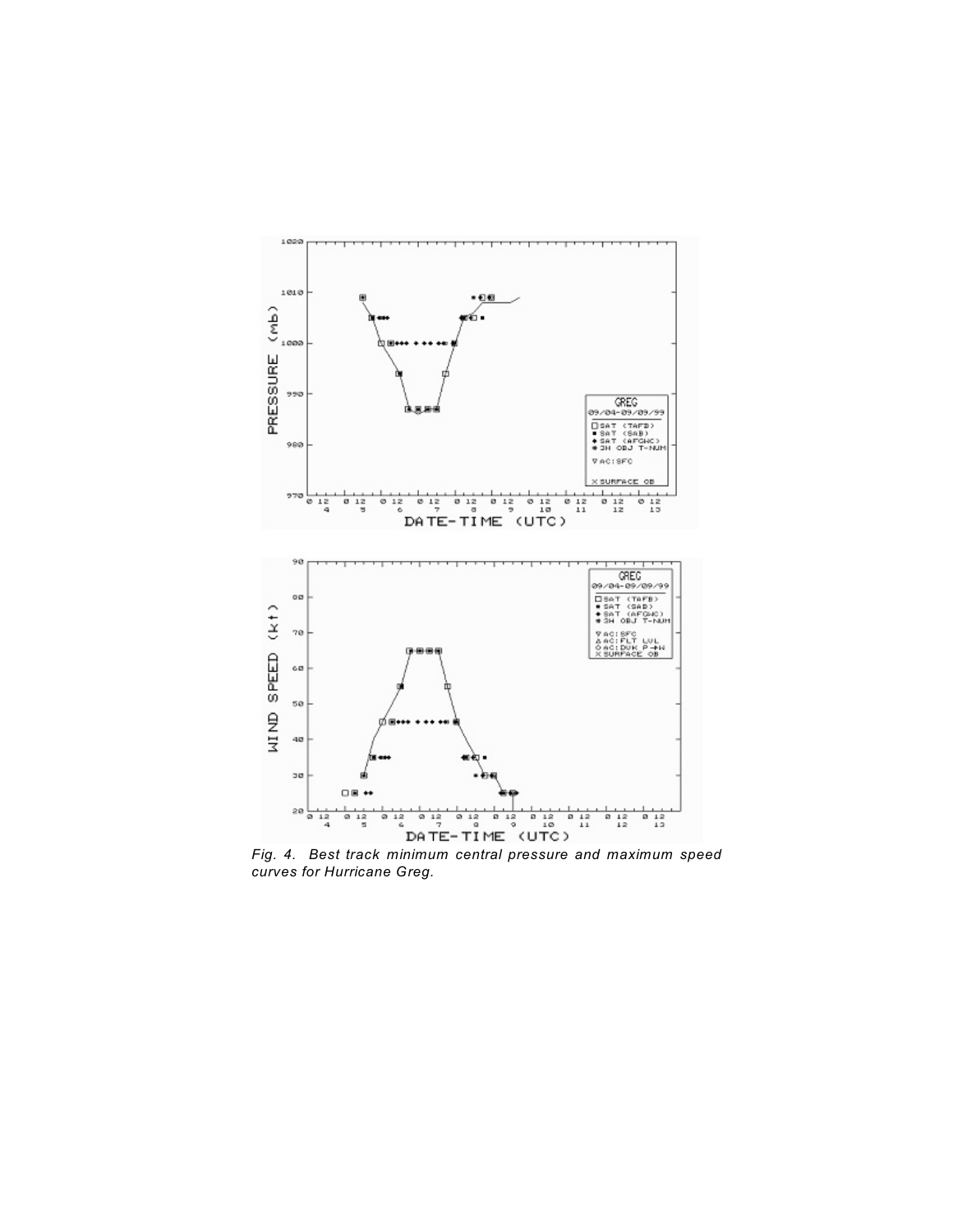*Fig. 4. Best track minimum central pressure and maximum speed curves for Hurricane Greg.*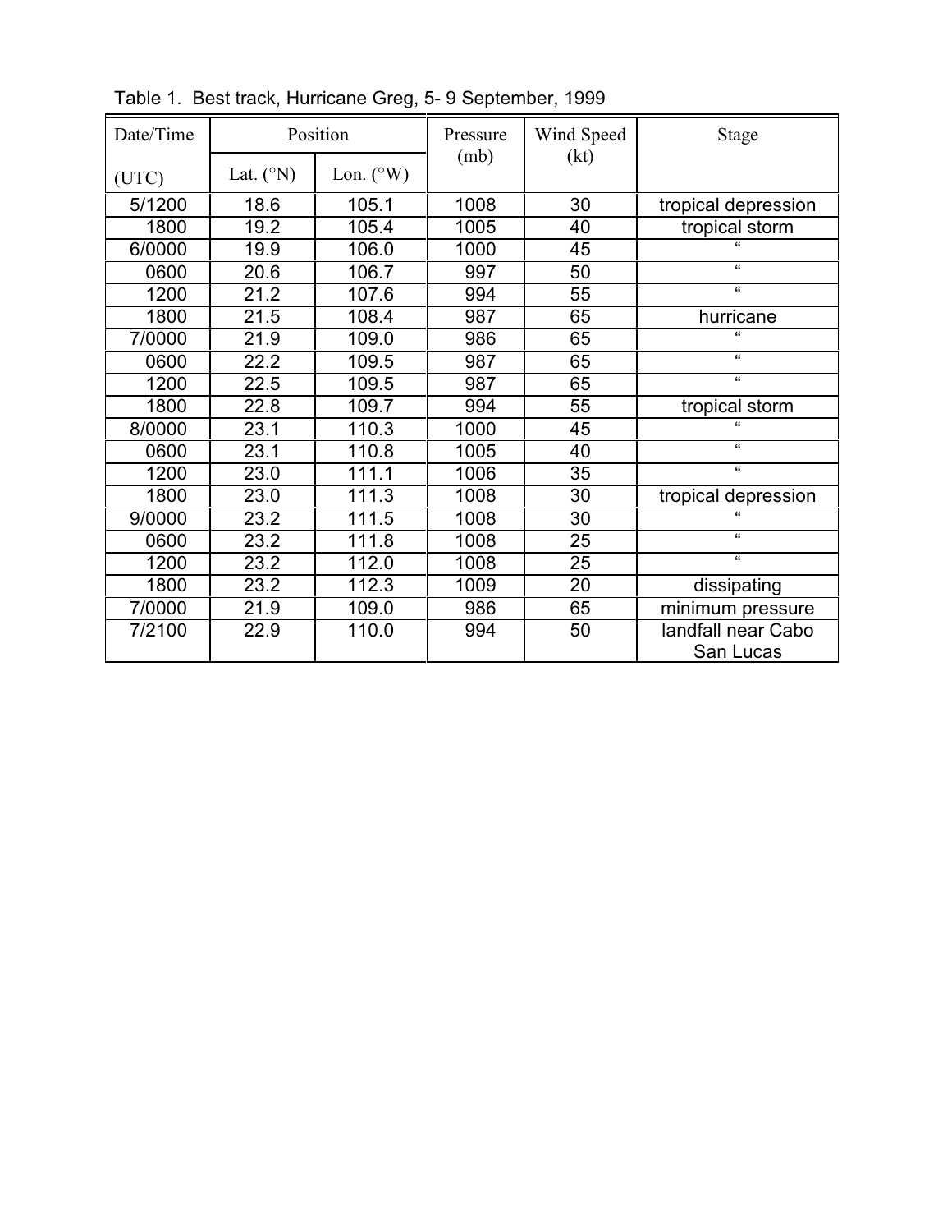Table 1. Best track, Hurricane Greg, 5- 9 September, 1999

| Date/Time (UTC) | Position | | Pressure (mb) | Wind Speed (kt) | Stage |
|---|---|---|---|---|---|
| | Lat. (°N) | Lon. (°W) | | | |
| 5/1200 | 18.6 | 105.1 | 1008 | 30 | tropical depression |
| 1800 | 19.2 | 105.4 | 1005 | 40 | tropical storm |
| 6/0000 | 19.9 | 106.0 | 1000 | 45 | " |
| 0600 | 20.6 | 106.7 | 997 | 50 | " |
| 1200 | 21.2 | 107.6 | 994 | 55 | " |
| 1800 | 21.5 | 108.4 | 987 | 65 | hurricane |
| 7/0000 | 21.9 | 109.0 | 986 | 65 | " |
| 0600 | 22.2 | 109.5 | 987 | 65 | " |
| 1200 | 22.5 | 109.5 | 987 | 65 | " |
| 1800 | 22.8 | 109.7 | 994 | 55 | tropical storm |
| 8/0000 | 23.1 | 110.3 | 1000 | 45 | " |
| 0600 | 23.1 | 110.8 | 1005 | 40 | " |
| 1200 | 23.0 | 111.1 | 1006 | 35 | " |
| 1800 | 23.0 | 111.3 | 1008 | 30 | tropical depression |
| 9/0000 | 23.2 | 111.5 | 1008 | 30 | " |
| 0600 | 23.2 | 111.8 | 1008 | 25 | " |
| 1200 | 23.2 | 112.0 | 1008 | 25 | " |
| 1800 | 23.2 | 112.3 | 1009 | 20 | dissipating |
| 7/0000 | 21.9 | 109.0 | 986 | 65 | minimum pressure |
| 7/2100 | 22.9 | 110.0 | 994 | 50 | landfall near Cabo San Lucas |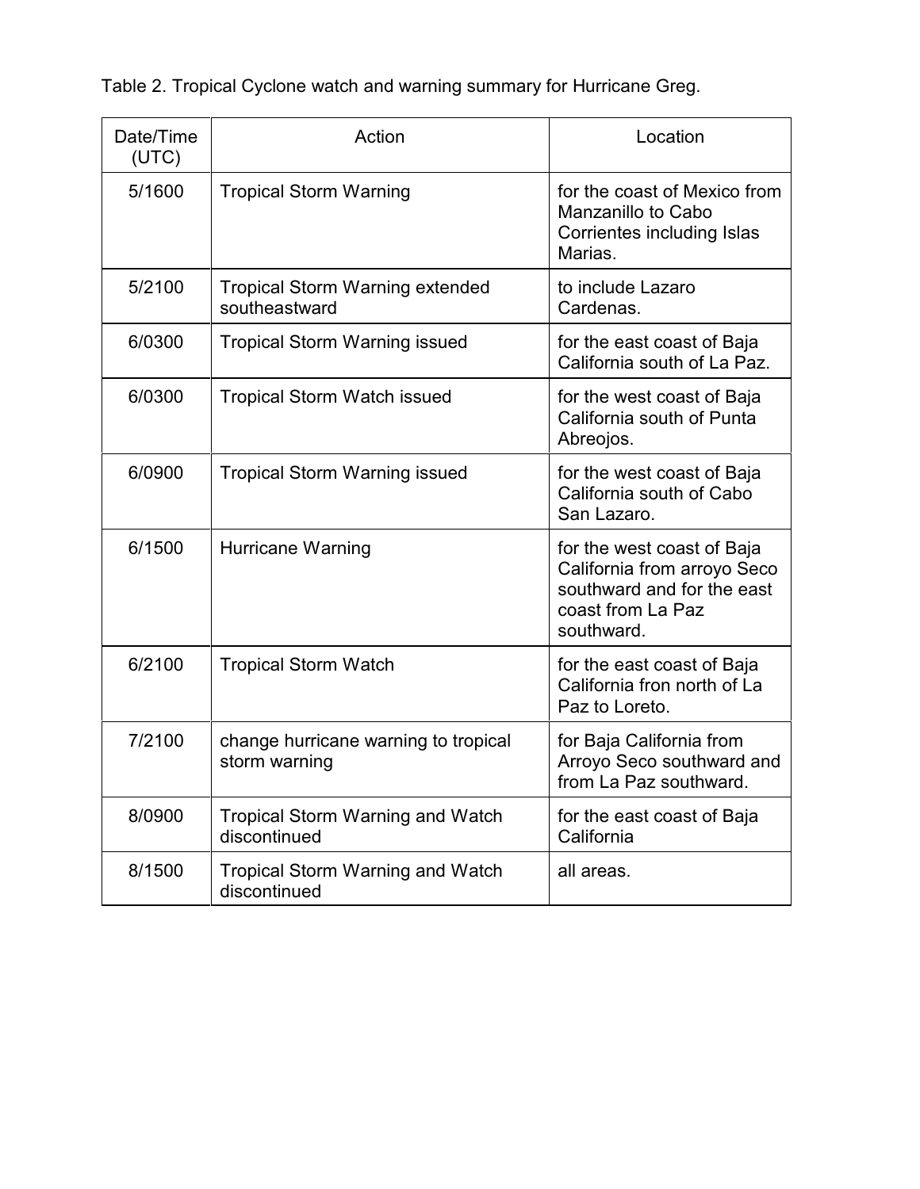Table 2. Tropical Cyclone watch and warning summary for Hurricane Greg.

| Date/Time (UTC) | Action | Location |
| --- | --- | --- |
| 5/1600 | Tropical Storm Warning | for the coast of Mexico from Manzanillo to Cabo Corrientes including Islas Marias. |
| 5/2100 | Tropical Storm Warning extended southeastward | to include Lazaro Cardenas. |
| 6/0300 | Tropical Storm Warning issued | for the east coast of Baja California south of La Paz. |
| 6/0300 | Tropical Storm Watch issued | for the west coast of Baja California south of Punta Abreojos. |
| 6/0900 | Tropical Storm Warning issued | for the west coast of Baja California south of Cabo San Lazaro. |
| 6/1500 | Hurricane Warning | for the west coast of Baja California from arroyo Seco southward and for the east coast from La Paz southward. |
| 6/2100 | Tropical Storm Watch | for the east coast of Baja California fron north of La Paz to Loreto. |
| 7/2100 | change hurricane warning to tropical storm warning | for Baja California from Arroyo Seco southward and from La Paz southward. |
| 8/0900 | Tropical Storm Warning and Watch discontinued | for the east coast of Baja California |
| 8/1500 | Tropical Storm Warning and Watch discontinued | all areas. |